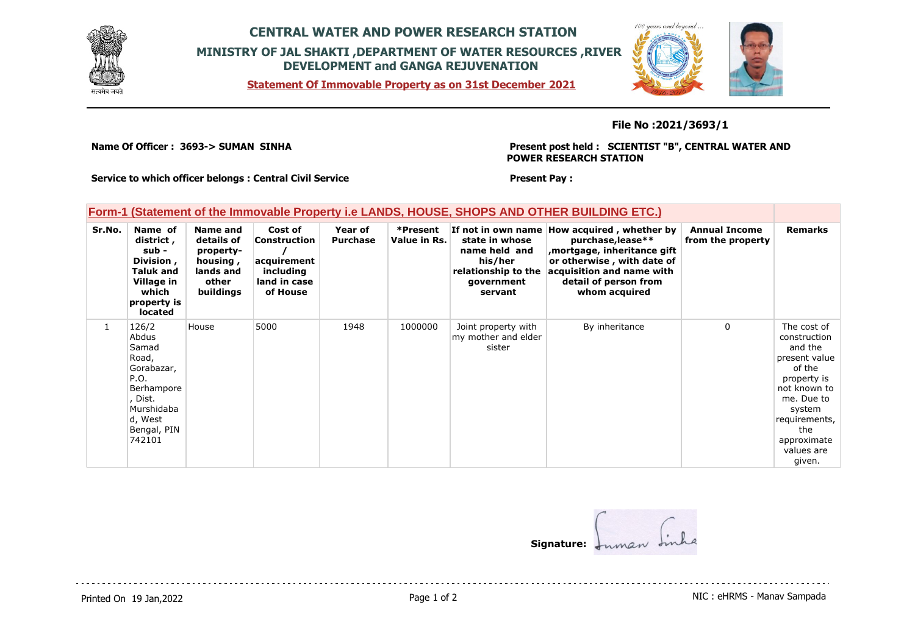# CENTRAL WATER AND POWER RESEARCH STATION

## MINISTRY OF JAL SHAKTI ,DEPARTMENT OF WATER RESOURCES ,RIVER DEVELOPMENT and GANGA REJUVENATION

**Statement Of Immovable Property as on 31st December 2021**

**File No :2021/3693/1**

**Name Of Officer : 3693-> SUMAN SINHA**

**Present post held : SCIENTIST "B", CENTRAL WATER AND POWER RESEARCH STATION**

**Service to which officer belongs : Central Civil Service**

**Present Pay :**

## Form-1 (Statement of the Immovable Property i.e LANDS, HOUSE, SHOPS AND OTHER BUILDING ETC.)

| Sr.No. | Name of district , sub - Division , Taluk and Village in which property is located | Name and details of property- housing , lands and other buildings | Cost of Construction / acquirement including land in case of House | Year of Purchase | *Present Value in Rs. | If not in own name state in whose name held and his/her relationship to the government servant | How acquired , whether by purchase,lease** ,mortgage, inheritance gift or otherwise , with date of acquisition and name with detail of person from whom acquired | Annual Income from the property | Remarks |
|---|---|---|---|---|---|---|---|---|---|
| 1 | 126/2 Abdus Samad Road, Gorabazar, P.O. Berhampore , Dist. Murshidabad, West Bengal, PIN 742101 | House | 5000 | 1948 | 1000000 | Joint property with my mother and elder sister | By inheritance | 0 | The cost of construction and the present value of the property is not known to me. Due to system requirements, the approximate values are given. |

**Signature:** Suman Sinha

Printed On 19 Jan,2022

NIC : eHRMS - Manav Sampada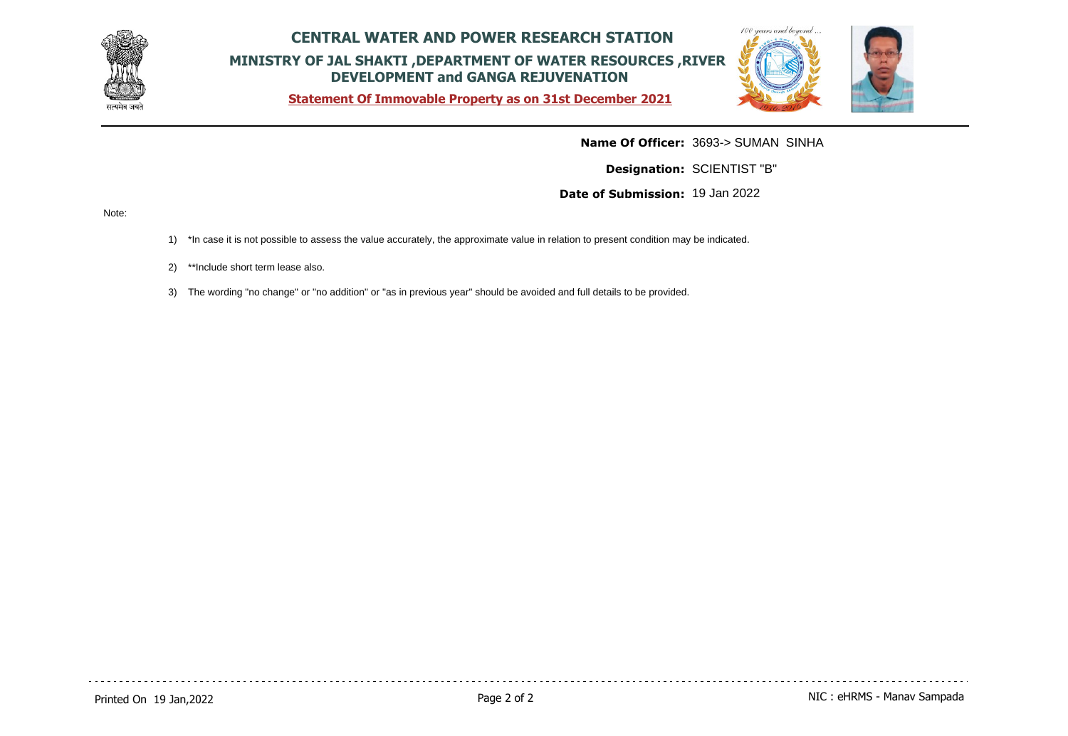# CENTRAL WATER AND POWER RESEARCH STATION

## MINISTRY OF JAL SHAKTI ,DEPARTMENT OF WATER RESOURCES ,RIVER DEVELOPMENT and GANGA REJUVENATION

**Statement Of Immovable Property as on 31st December 2021**

**Name Of Officer:** 3693-> SUMAN SINHA

**Designation:** SCIENTIST "B"

**Date of Submission:** 19 Jan 2022

Note:

1) *In case it is not possible to assess the value accurately, the approximate value in relation to present condition may be indicated.
2) **Include short term lease also.
3) The wording "no change" or "no addition" or "as in previous year" should be avoided and full details to be provided.